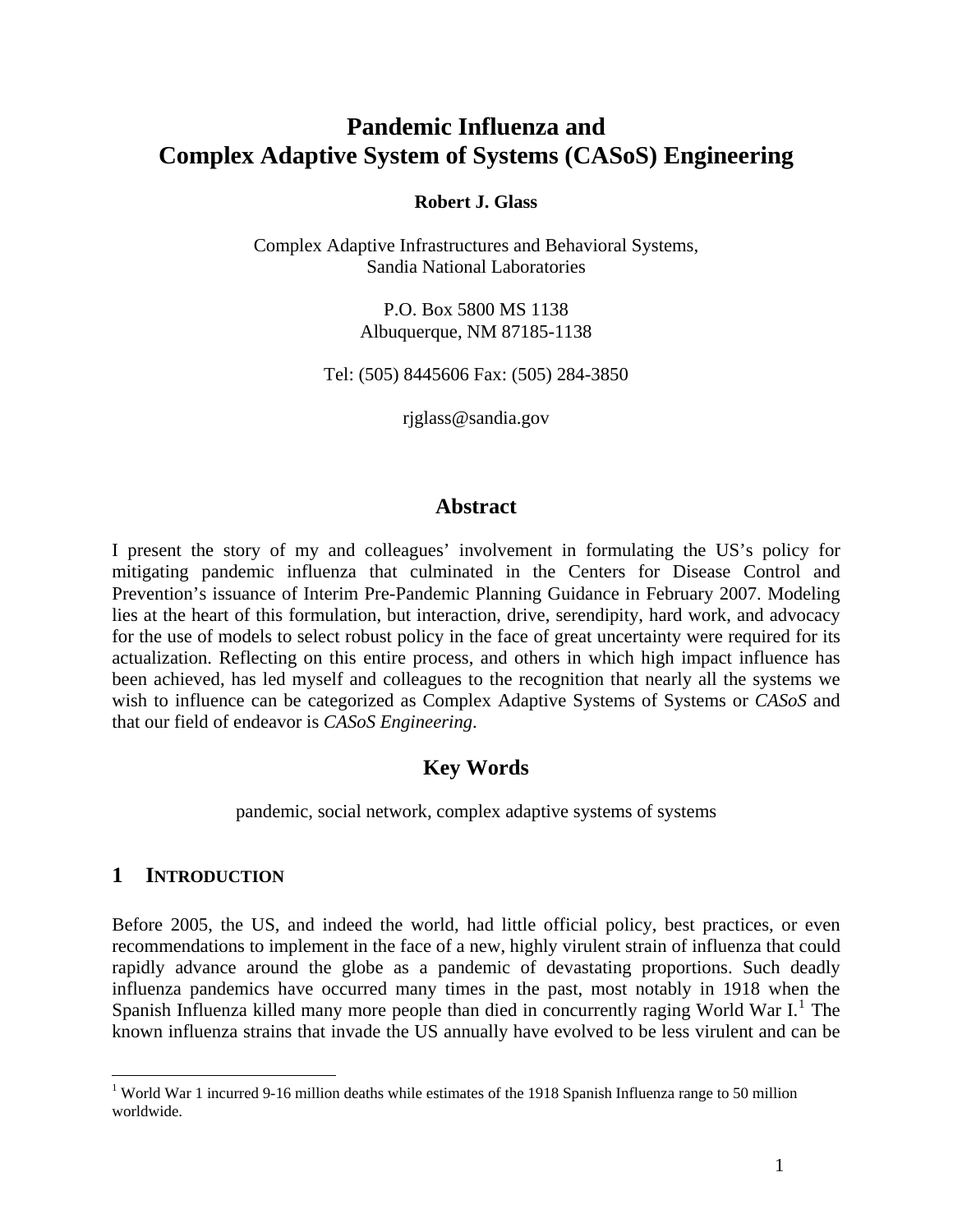# Pandemic Influenza and Complex Adaptive System of Systems (CASoS) Engineering

**Robert J. Glass**

Complex Adaptive Infrastructures and Behavioral Systems,
Sandia National Laboratories

P.O. Box 5800 MS 1138
Albuquerque, NM 87185-1138

Tel: (505) 8445606 Fax: (505) 284-3850

rjglass@sandia.gov

## Abstract

I present the story of my and colleagues' involvement in formulating the US's policy for mitigating pandemic influenza that culminated in the Centers for Disease Control and Prevention's issuance of Interim Pre-Pandemic Planning Guidance in February 2007. Modeling lies at the heart of this formulation, but interaction, drive, serendipity, hard work, and advocacy for the use of models to select robust policy in the face of great uncertainty were required for its actualization. Reflecting on this entire process, and others in which high impact influence has been achieved, has led myself and colleagues to the recognition that nearly all the systems we wish to influence can be categorized as Complex Adaptive Systems of Systems or *CASoS* and that our field of endeavor is *CASoS Engineering*.

## Key Words

pandemic, social network, complex adaptive systems of systems

## 1 Introduction

Before 2005, the US, and indeed the world, had little official policy, best practices, or even recommendations to implement in the face of a new, highly virulent strain of influenza that could rapidly advance around the globe as a pandemic of devastating proportions. Such deadly influenza pandemics have occurred many times in the past, most notably in 1918 when the Spanish Influenza killed many more people than died in concurrently raging World War I.[1] The known influenza strains that invade the US annually have evolved to be less virulent and can be

[1] World War 1 incurred 9-16 million deaths while estimates of the 1918 Spanish Influenza range to 50 million worldwide.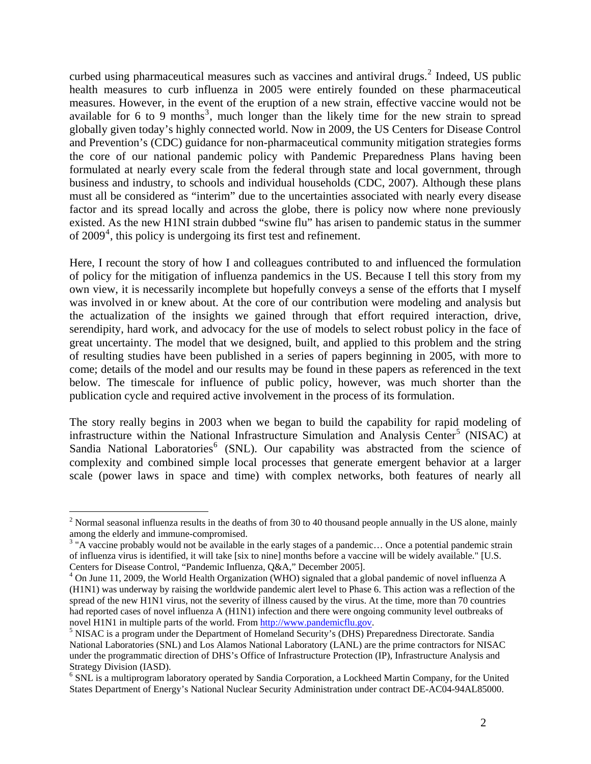curbed using pharmaceutical measures such as vaccines and antiviral drugs.[2] Indeed, US public health measures to curb influenza in 2005 were entirely founded on these pharmaceutical measures. However, in the event of the eruption of a new strain, effective vaccine would not be available for 6 to 9 months[3], much longer than the likely time for the new strain to spread globally given today's highly connected world. Now in 2009, the US Centers for Disease Control and Prevention's (CDC) guidance for non-pharmaceutical community mitigation strategies forms the core of our national pandemic policy with Pandemic Preparedness Plans having been formulated at nearly every scale from the federal through state and local government, through business and industry, to schools and individual households (CDC, 2007). Although these plans must all be considered as "interim" due to the uncertainties associated with nearly every disease factor and its spread locally and across the globe, there is policy now where none previously existed. As the new H1NI strain dubbed "swine flu" has arisen to pandemic status in the summer of 2009[4], this policy is undergoing its first test and refinement.

Here, I recount the story of how I and colleagues contributed to and influenced the formulation of policy for the mitigation of influenza pandemics in the US. Because I tell this story from my own view, it is necessarily incomplete but hopefully conveys a sense of the efforts that I myself was involved in or knew about. At the core of our contribution were modeling and analysis but the actualization of the insights we gained through that effort required interaction, drive, serendipity, hard work, and advocacy for the use of models to select robust policy in the face of great uncertainty. The model that we designed, built, and applied to this problem and the string of resulting studies have been published in a series of papers beginning in 2005, with more to come; details of the model and our results may be found in these papers as referenced in the text below. The timescale for influence of public policy, however, was much shorter than the publication cycle and required active involvement in the process of its formulation.

The story really begins in 2003 when we began to build the capability for rapid modeling of infrastructure within the National Infrastructure Simulation and Analysis Center[5] (NISAC) at Sandia National Laboratories[6] (SNL). Our capability was abstracted from the science of complexity and combined simple local processes that generate emergent behavior at a larger scale (power laws in space and time) with complex networks, both features of nearly all

---

[2] Normal seasonal influenza results in the deaths of from 30 to 40 thousand people annually in the US alone, mainly among the elderly and immune-compromised.

[3] "A vaccine probably would not be available in the early stages of a pandemic… Once a potential pandemic strain of influenza virus is identified, it will take [six to nine] months before a vaccine will be widely available." [U.S. Centers for Disease Control, "Pandemic Influenza, Q&A," December 2005].

[4] On June 11, 2009, the World Health Organization (WHO) signaled that a global pandemic of novel influenza A (H1N1) was underway by raising the worldwide pandemic alert level to Phase 6. This action was a reflection of the spread of the new H1N1 virus, not the severity of illness caused by the virus. At the time, more than 70 countries had reported cases of novel influenza A (H1N1) infection and there were ongoing community level outbreaks of novel H1N1 in multiple parts of the world. From http://www.pandemicflu.gov.

[5] NISAC is a program under the Department of Homeland Security's (DHS) Preparedness Directorate. Sandia National Laboratories (SNL) and Los Alamos National Laboratory (LANL) are the prime contractors for NISAC under the programmatic direction of DHS's Office of Infrastructure Protection (IP), Infrastructure Analysis and Strategy Division (IASD).

[6] SNL is a multiprogram laboratory operated by Sandia Corporation, a Lockheed Martin Company, for the United States Department of Energy's National Nuclear Security Administration under contract DE-AC04-94AL85000.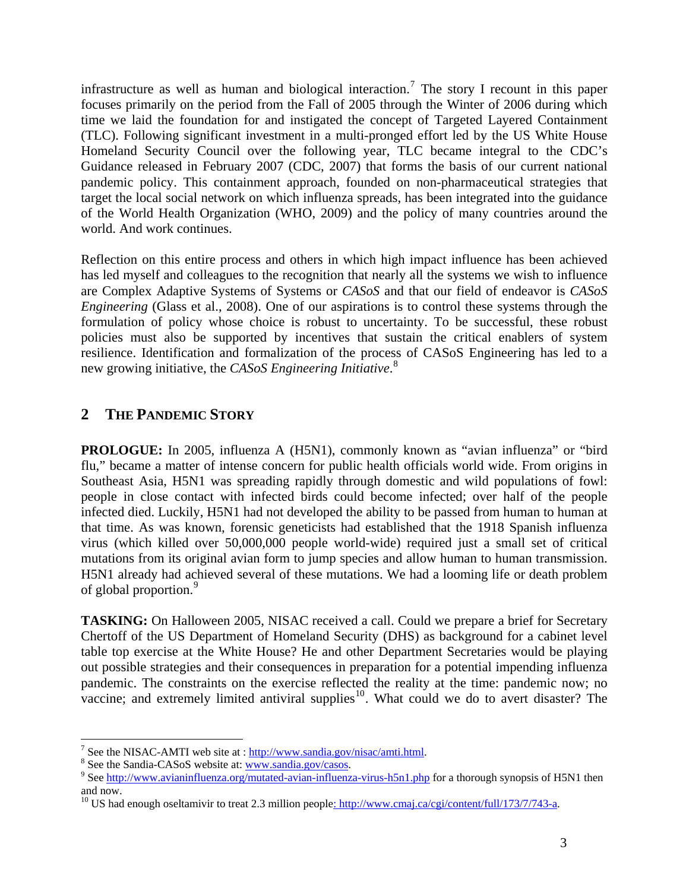infrastructure as well as human and biological interaction.[7] The story I recount in this paper focuses primarily on the period from the Fall of 2005 through the Winter of 2006 during which time we laid the foundation for and instigated the concept of Targeted Layered Containment (TLC). Following significant investment in a multi-pronged effort led by the US White House Homeland Security Council over the following year, TLC became integral to the CDC's Guidance released in February 2007 (CDC, 2007) that forms the basis of our current national pandemic policy. This containment approach, founded on non-pharmaceutical strategies that target the local social network on which influenza spreads, has been integrated into the guidance of the World Health Organization (WHO, 2009) and the policy of many countries around the world. And work continues.

Reflection on this entire process and others in which high impact influence has been achieved has led myself and colleagues to the recognition that nearly all the systems we wish to influence are Complex Adaptive Systems of Systems or *CASoS* and that our field of endeavor is *CASoS Engineering* (Glass et al., 2008). One of our aspirations is to control these systems through the formulation of policy whose choice is robust to uncertainty. To be successful, these robust policies must also be supported by incentives that sustain the critical enablers of system resilience. Identification and formalization of the process of CASoS Engineering has led to a new growing initiative, the *CASoS Engineering Initiative*.[8]

## 2 THE PANDEMIC STORY

**PROLOGUE:** In 2005, influenza A (H5N1), commonly known as "avian influenza" or "bird flu," became a matter of intense concern for public health officials world wide. From origins in Southeast Asia, H5N1 was spreading rapidly through domestic and wild populations of fowl: people in close contact with infected birds could become infected; over half of the people infected died. Luckily, H5N1 had not developed the ability to be passed from human to human at that time. As was known, forensic geneticists had established that the 1918 Spanish influenza virus (which killed over 50,000,000 people world-wide) required just a small set of critical mutations from its original avian form to jump species and allow human to human transmission. H5N1 already had achieved several of these mutations. We had a looming life or death problem of global proportion.[9]

**TASKING:** On Halloween 2005, NISAC received a call. Could we prepare a brief for Secretary Chertoff of the US Department of Homeland Security (DHS) as background for a cabinet level table top exercise at the White House? He and other Department Secretaries would be playing out possible strategies and their consequences in preparation for a potential impending influenza pandemic. The constraints on the exercise reflected the reality at the time: pandemic now; no vaccine; and extremely limited antiviral supplies[10]. What could we do to avert disaster? The

---

[7] See the NISAC-AMTI web site at : http://www.sandia.gov/nisac/amti.html.

[8] See the Sandia-CASoS website at: www.sandia.gov/casos.

[9] See http://www.avianinfluenza.org/mutated-avian-influenza-virus-h5n1.php for a thorough synopsis of H5N1 then and now.

[10] US had enough oseltamivir to treat 2.3 million people: http://www.cmaj.ca/cgi/content/full/173/7/743-a.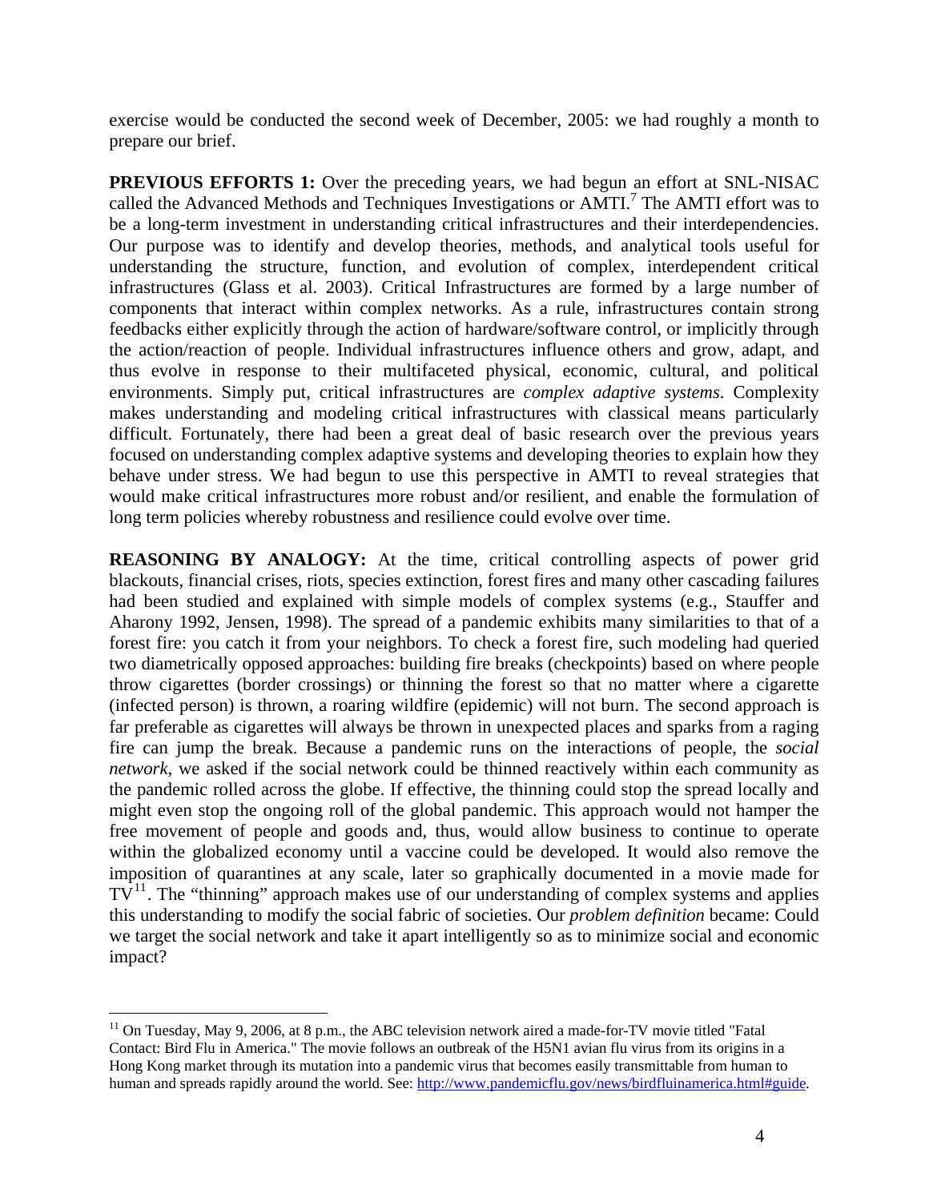exercise would be conducted the second week of December, 2005: we had roughly a month to prepare our brief.

**PREVIOUS EFFORTS 1:** Over the preceding years, we had begun an effort at SNL-NISAC called the Advanced Methods and Techniques Investigations or AMTI.[7] The AMTI effort was to be a long-term investment in understanding critical infrastructures and their interdependencies. Our purpose was to identify and develop theories, methods, and analytical tools useful for understanding the structure, function, and evolution of complex, interdependent critical infrastructures (Glass et al. 2003). Critical Infrastructures are formed by a large number of components that interact within complex networks. As a rule, infrastructures contain strong feedbacks either explicitly through the action of hardware/software control, or implicitly through the action/reaction of people. Individual infrastructures influence others and grow, adapt, and thus evolve in response to their multifaceted physical, economic, cultural, and political environments. Simply put, critical infrastructures are *complex adaptive systems*. Complexity makes understanding and modeling critical infrastructures with classical means particularly difficult. Fortunately, there had been a great deal of basic research over the previous years focused on understanding complex adaptive systems and developing theories to explain how they behave under stress. We had begun to use this perspective in AMTI to reveal strategies that would make critical infrastructures more robust and/or resilient, and enable the formulation of long term policies whereby robustness and resilience could evolve over time.

**REASONING BY ANALOGY:** At the time, critical controlling aspects of power grid blackouts, financial crises, riots, species extinction, forest fires and many other cascading failures had been studied and explained with simple models of complex systems (e.g., Stauffer and Aharony 1992, Jensen, 1998). The spread of a pandemic exhibits many similarities to that of a forest fire: you catch it from your neighbors. To check a forest fire, such modeling had queried two diametrically opposed approaches: building fire breaks (checkpoints) based on where people throw cigarettes (border crossings) or thinning the forest so that no matter where a cigarette (infected person) is thrown, a roaring wildfire (epidemic) will not burn. The second approach is far preferable as cigarettes will always be thrown in unexpected places and sparks from a raging fire can jump the break. Because a pandemic runs on the interactions of people, the *social network*, we asked if the social network could be thinned reactively within each community as the pandemic rolled across the globe. If effective, the thinning could stop the spread locally and might even stop the ongoing roll of the global pandemic. This approach would not hamper the free movement of people and goods and, thus, would allow business to continue to operate within the globalized economy until a vaccine could be developed. It would also remove the imposition of quarantines at any scale, later so graphically documented in a movie made for TV[11]. The "thinning" approach makes use of our understanding of complex systems and applies this understanding to modify the social fabric of societies. Our *problem definition* became: Could we target the social network and take it apart intelligently so as to minimize social and economic impact?

---

[11] On Tuesday, May 9, 2006, at 8 p.m., the ABC television network aired a made-for-TV movie titled "Fatal Contact: Bird Flu in America." The movie follows an outbreak of the H5N1 avian flu virus from its origins in a Hong Kong market through its mutation into a pandemic virus that becomes easily transmittable from human to human and spreads rapidly around the world. See: http://www.pandemicflu.gov/news/birdfluinamerica.html#guide.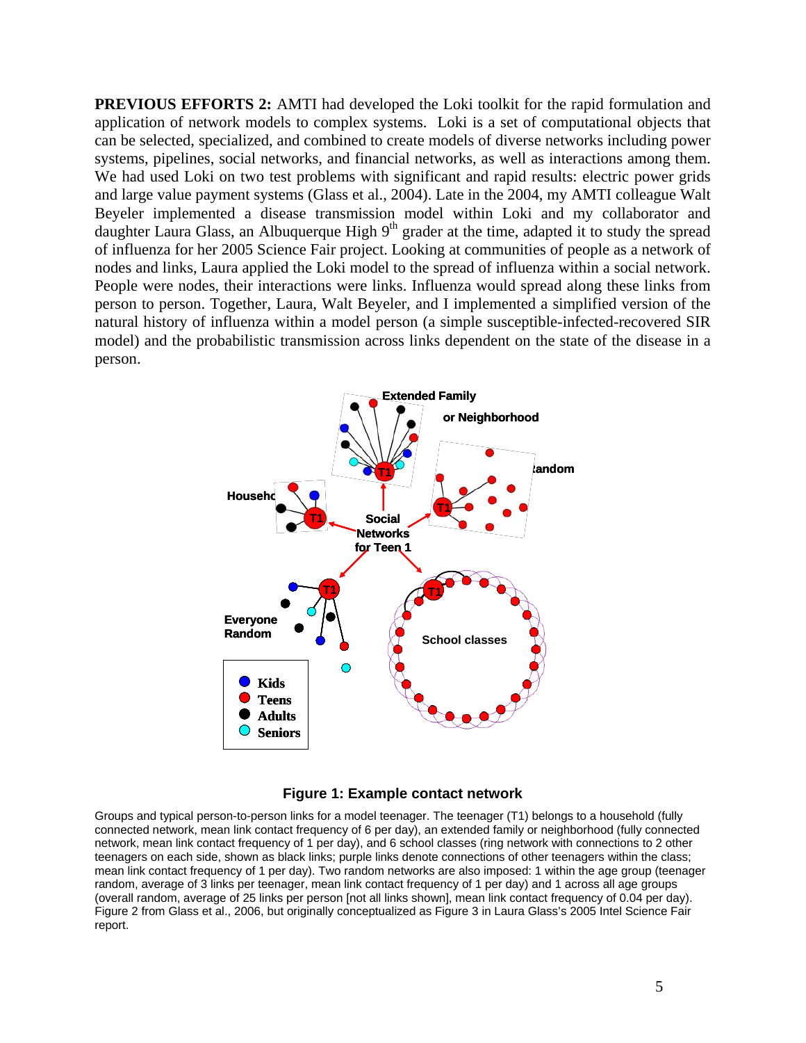**PREVIOUS EFFORTS 2:** AMTI had developed the Loki toolkit for the rapid formulation and application of network models to complex systems. Loki is a set of computational objects that can be selected, specialized, and combined to create models of diverse networks including power systems, pipelines, social networks, and financial networks, as well as interactions among them. We had used Loki on two test problems with significant and rapid results: electric power grids and large value payment systems (Glass et al., 2004). Late in the 2004, my AMTI colleague Walt Beyeler implemented a disease transmission model within Loki and my collaborator and daughter Laura Glass, an Albuquerque High 9th grader at the time, adapted it to study the spread of influenza for her 2005 Science Fair project. Looking at communities of people as a network of nodes and links, Laura applied the Loki model to the spread of influenza within a social network. People were nodes, their interactions were links. Influenza would spread along these links from person to person. Together, Laura, Walt Beyeler, and I implemented a simplified version of the natural history of influenza within a model person (a simple susceptible-infected-recovered SIR model) and the probabilistic transmission across links dependent on the state of the disease in a person.

**Figure 1: Example contact network**

Groups and typical person-to-person links for a model teenager. The teenager (T1) belongs to a household (fully connected network, mean link contact frequency of 6 per day), an extended family or neighborhood (fully connected network, mean link contact frequency of 1 per day), and 6 school classes (ring network with connections to 2 other teenagers on each side, shown as black links; purple links denote connections of other teenagers within the class; mean link contact frequency of 1 per day). Two random networks are also imposed: 1 within the age group (teenager random, average of 3 links per teenager, mean link contact frequency of 1 per day) and 1 across all age groups (overall random, average of 25 links per person [not all links shown], mean link contact frequency of 0.04 per day). Figure 2 from Glass et al., 2006, but originally conceptualized as Figure 3 in Laura Glass's 2005 Intel Science Fair report.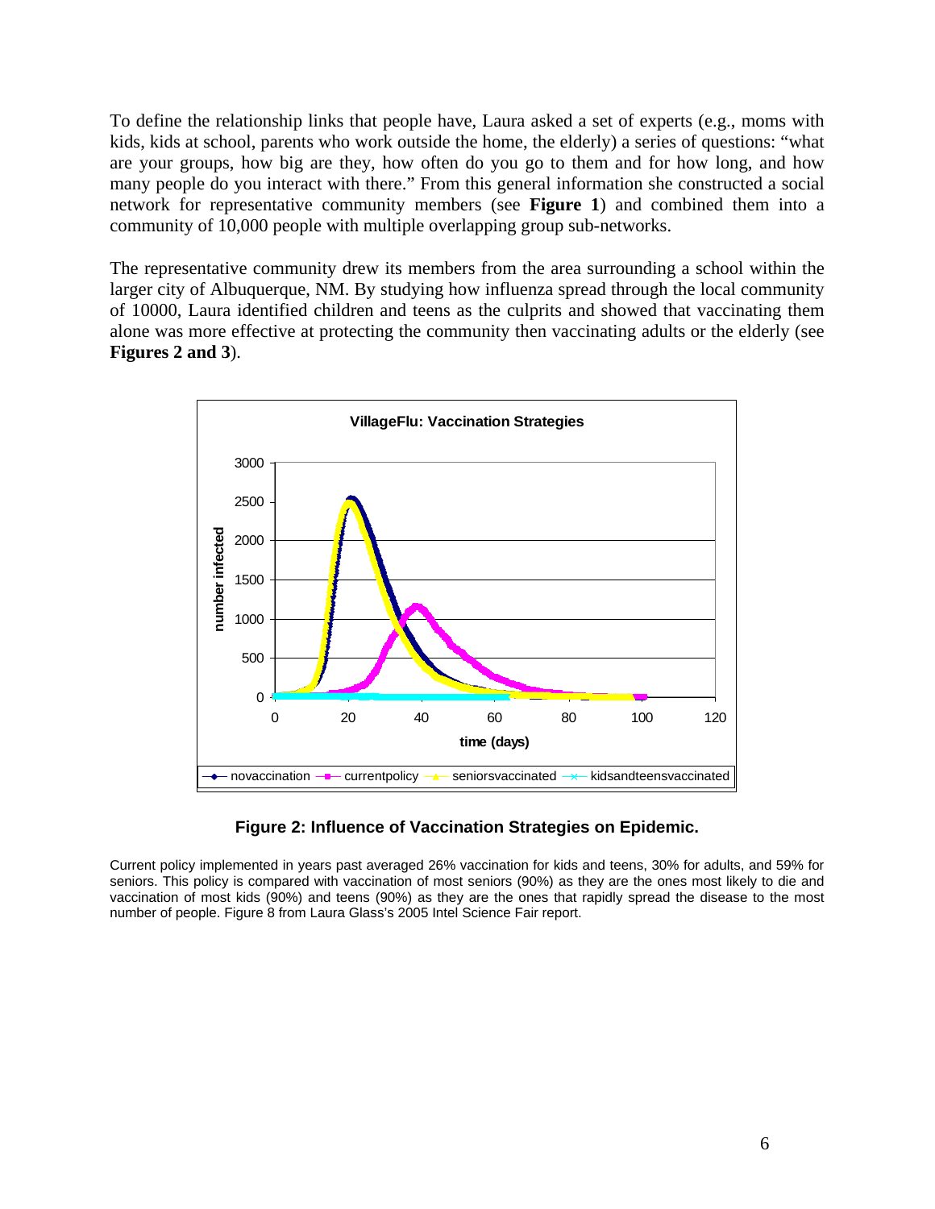To define the relationship links that people have, Laura asked a set of experts (e.g., moms with kids, kids at school, parents who work outside the home, the elderly) a series of questions: "what are your groups, how big are they, how often do you go to them and for how long, and how many people do you interact with there." From this general information she constructed a social network for representative community members (see **Figure 1**) and combined them into a community of 10,000 people with multiple overlapping group sub-networks.

The representative community drew its members from the area surrounding a school within the larger city of Albuquerque, NM. By studying how influenza spread through the local community of 10000, Laura identified children and teens as the culprits and showed that vaccinating them alone was more effective at protecting the community then vaccinating adults or the elderly (see **Figures 2 and 3**).

**Figure 2: Influence of Vaccination Strategies on Epidemic.**

Current policy implemented in years past averaged 26% vaccination for kids and teens, 30% for adults, and 59% for seniors. This policy is compared with vaccination of most seniors (90%) as they are the ones most likely to die and vaccination of most kids (90%) and teens (90%) as they are the ones that rapidly spread the disease to the most number of people. Figure 8 from Laura Glass's 2005 Intel Science Fair report.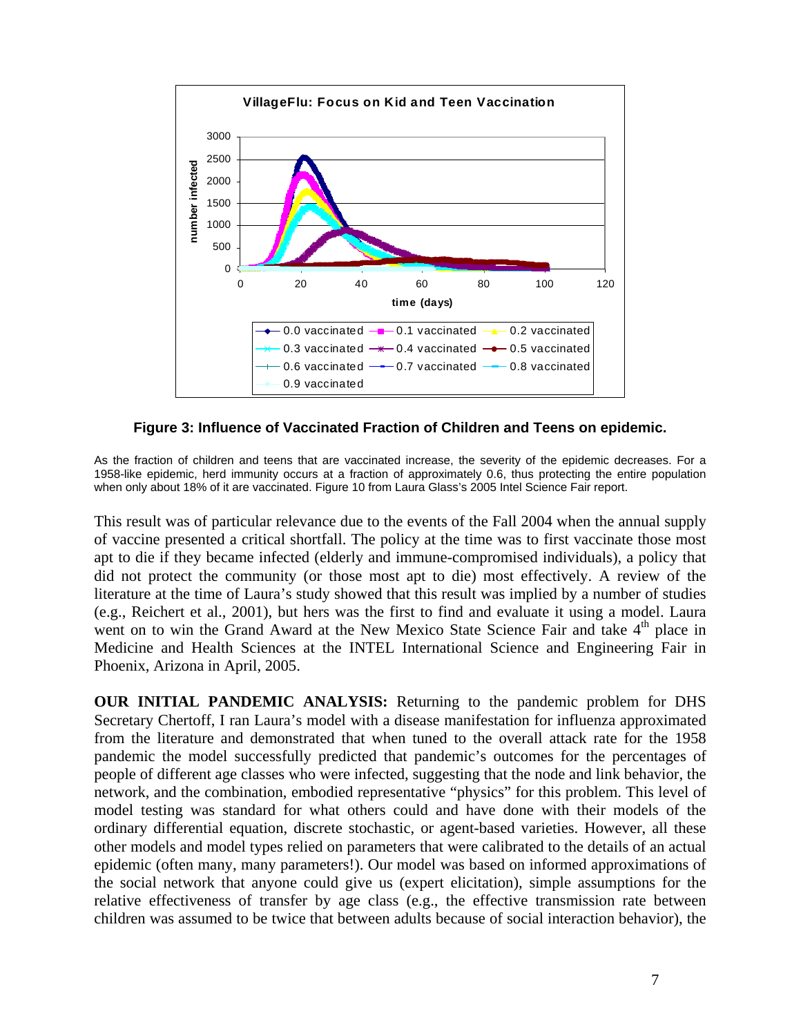**Figure 3: Influence of Vaccinated Fraction of Children and Teens on epidemic.**

As the fraction of children and teens that are vaccinated increase, the severity of the epidemic decreases. For a 1958-like epidemic, herd immunity occurs at a fraction of approximately 0.6, thus protecting the entire population when only about 18% of it are vaccinated. Figure 10 from Laura Glass's 2005 Intel Science Fair report.

This result was of particular relevance due to the events of the Fall 2004 when the annual supply of vaccine presented a critical shortfall. The policy at the time was to first vaccinate those most apt to die if they became infected (elderly and immune-compromised individuals), a policy that did not protect the community (or those most apt to die) most effectively. A review of the literature at the time of Laura's study showed that this result was implied by a number of studies (e.g., Reichert et al., 2001), but hers was the first to find and evaluate it using a model. Laura went on to win the Grand Award at the New Mexico State Science Fair and take 4th place in Medicine and Health Sciences at the INTEL International Science and Engineering Fair in Phoenix, Arizona in April, 2005.

**OUR INITIAL PANDEMIC ANALYSIS:** Returning to the pandemic problem for DHS Secretary Chertoff, I ran Laura's model with a disease manifestation for influenza approximated from the literature and demonstrated that when tuned to the overall attack rate for the 1958 pandemic the model successfully predicted that pandemic's outcomes for the percentages of people of different age classes who were infected, suggesting that the node and link behavior, the network, and the combination, embodied representative "physics" for this problem. This level of model testing was standard for what others could and have done with their models of the ordinary differential equation, discrete stochastic, or agent-based varieties. However, all these other models and model types relied on parameters that were calibrated to the details of an actual epidemic (often many, many parameters!). Our model was based on informed approximations of the social network that anyone could give us (expert elicitation), simple assumptions for the relative effectiveness of transfer by age class (e.g., the effective transmission rate between children was assumed to be twice that between adults because of social interaction behavior), the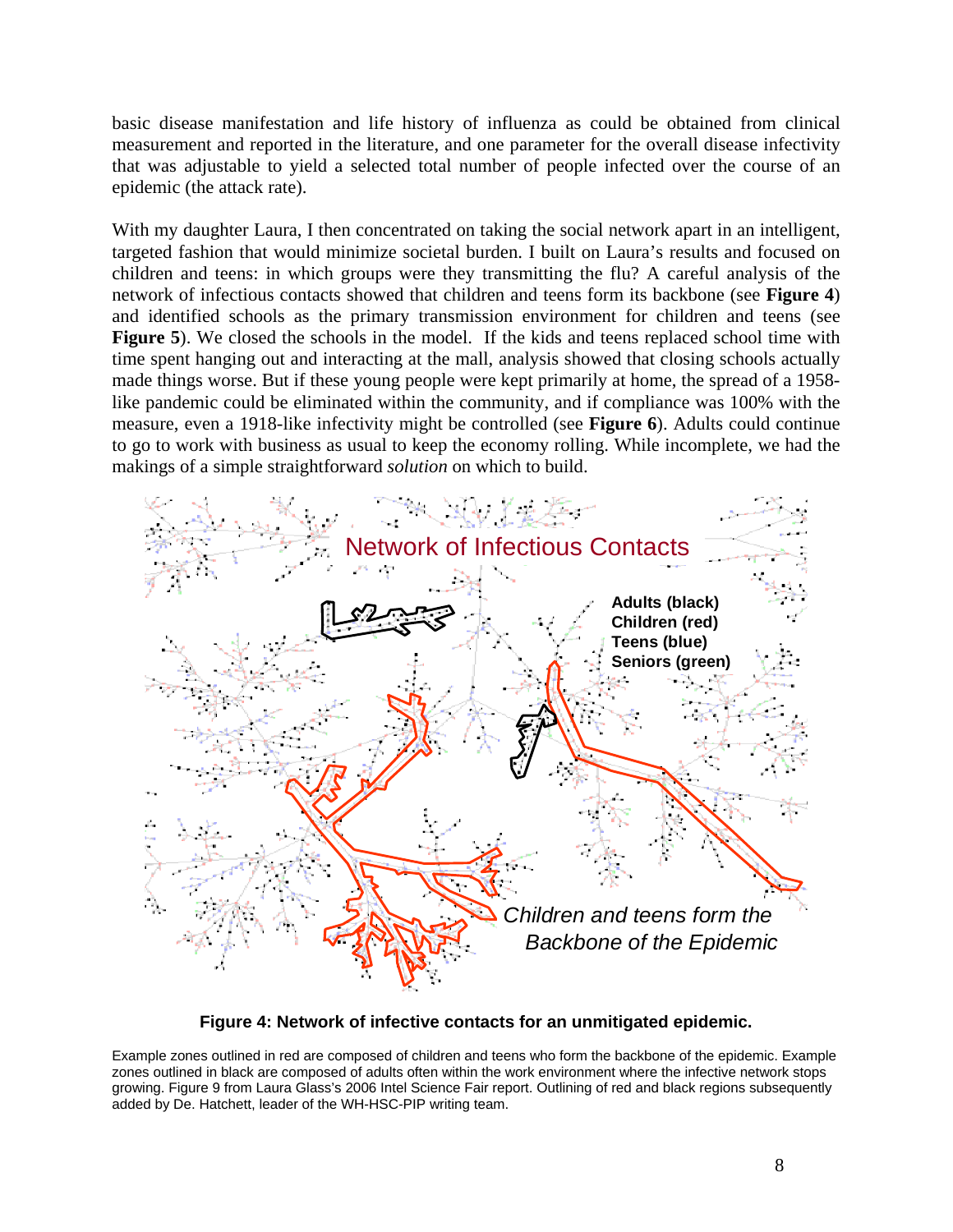basic disease manifestation and life history of influenza as could be obtained from clinical measurement and reported in the literature, and one parameter for the overall disease infectivity that was adjustable to yield a selected total number of people infected over the course of an epidemic (the attack rate).

With my daughter Laura, I then concentrated on taking the social network apart in an intelligent, targeted fashion that would minimize societal burden. I built on Laura's results and focused on children and teens: in which groups were they transmitting the flu? A careful analysis of the network of infectious contacts showed that children and teens form its backbone (see **Figure 4**) and identified schools as the primary transmission environment for children and teens (see **Figure 5**). We closed the schools in the model. If the kids and teens replaced school time with time spent hanging out and interacting at the mall, analysis showed that closing schools actually made things worse. But if these young people were kept primarily at home, the spread of a 1958-like pandemic could be eliminated within the community, and if compliance was 100% with the measure, even a 1918-like infectivity might be controlled (see **Figure 6**). Adults could continue to go to work with business as usual to keep the economy rolling. While incomplete, we had the makings of a simple straightforward *solution* on which to build.

Network of Infectious Contacts

Adults (black)
Children (red)
Teens (blue)
Seniors (green)

*Children and teens form the Backbone of the Epidemic*

**Figure 4: Network of infective contacts for an unmitigated epidemic.**

Example zones outlined in red are composed of children and teens who form the backbone of the epidemic. Example zones outlined in black are composed of adults often within the work environment where the infective network stops growing. Figure 9 from Laura Glass's 2006 Intel Science Fair report. Outlining of red and black regions subsequently added by De. Hatchett, leader of the WH-HSC-PIP writing team.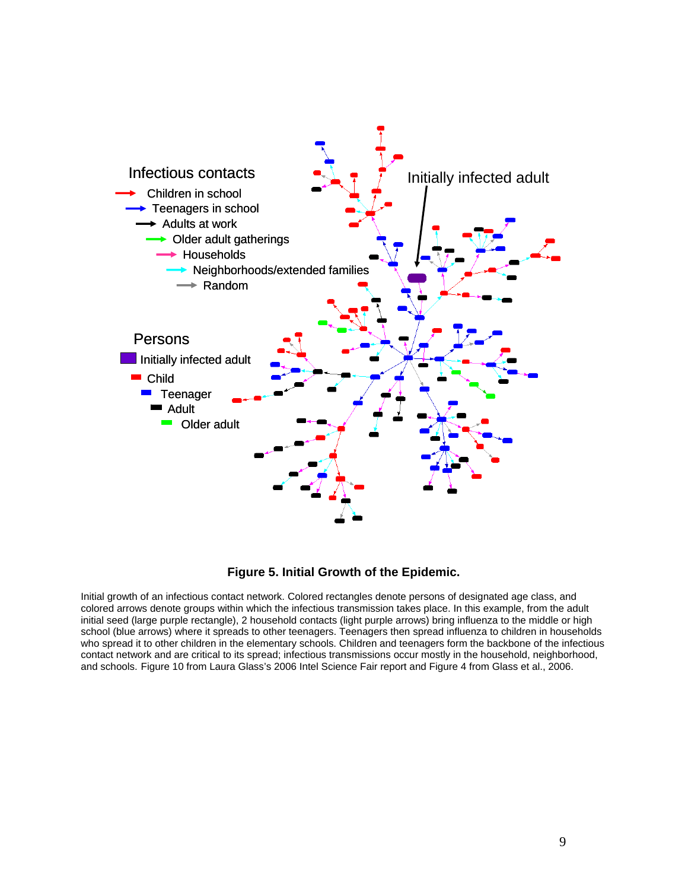**Figure 5. Initial Growth of the Epidemic.**

Initial growth of an infectious contact network. Colored rectangles denote persons of designated age class, and colored arrows denote groups within which the infectious transmission takes place. In this example, from the adult initial seed (large purple rectangle), 2 household contacts (light purple arrows) bring influenza to the middle or high school (blue arrows) where it spreads to other teenagers. Teenagers then spread influenza to children in households who spread it to other children in the elementary schools. Children and teenagers form the backbone of the infectious contact network and are critical to its spread; infectious transmissions occur mostly in the household, neighborhood, and schools. Figure 10 from Laura Glass's 2006 Intel Science Fair report and Figure 4 from Glass et al., 2006.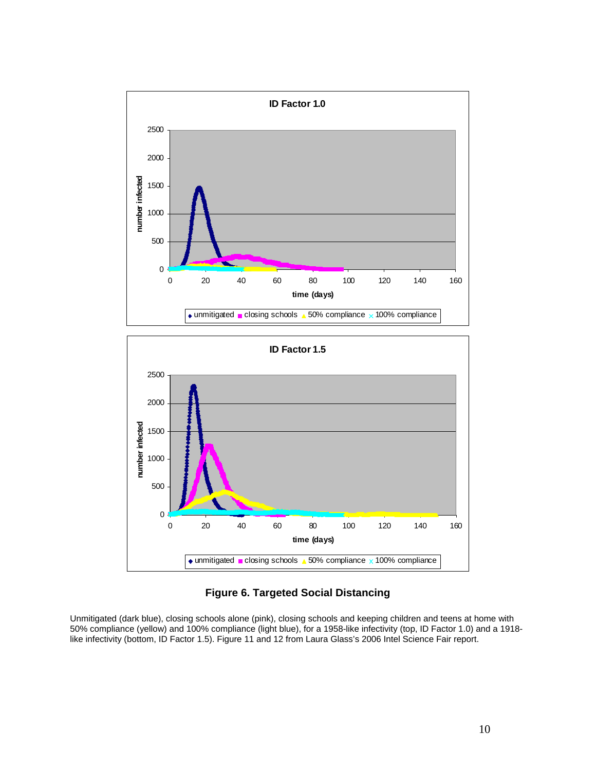**Figure 6. Targeted Social Distancing**

Unmitigated (dark blue), closing schools alone (pink), closing schools and keeping children and teens at home with 50% compliance (yellow) and 100% compliance (light blue), for a 1958-like infectivity (top, ID Factor 1.0) and a 1918-like infectivity (bottom, ID Factor 1.5). Figure 11 and 12 from Laura Glass's 2006 Intel Science Fair report.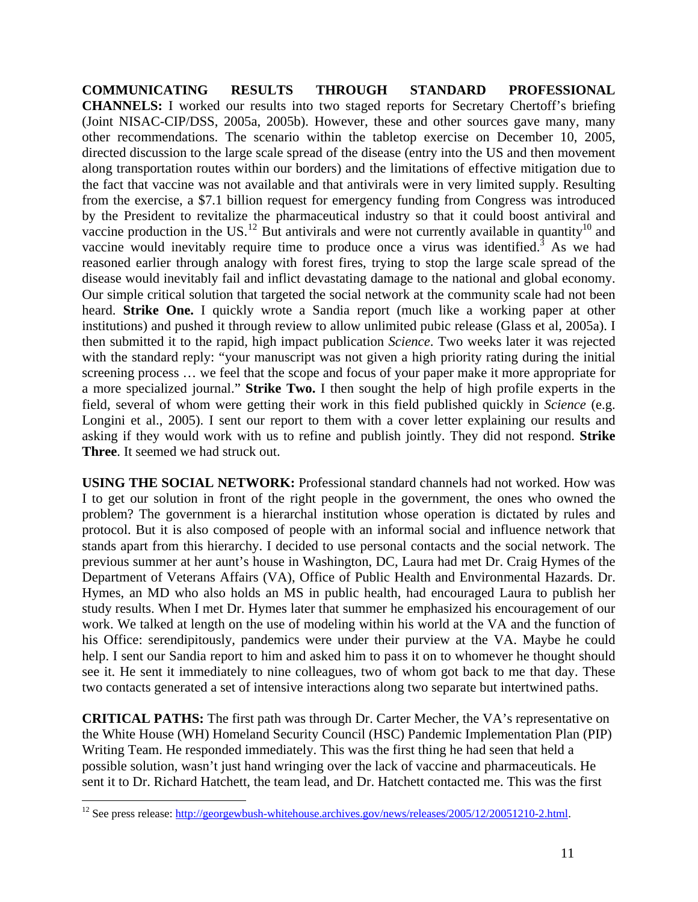**COMMUNICATING RESULTS THROUGH STANDARD PROFESSIONAL CHANNELS:** I worked our results into two staged reports for Secretary Chertoff's briefing (Joint NISAC-CIP/DSS, 2005a, 2005b). However, these and other sources gave many, many other recommendations. The scenario within the tabletop exercise on December 10, 2005, directed discussion to the large scale spread of the disease (entry into the US and then movement along transportation routes within our borders) and the limitations of effective mitigation due to the fact that vaccine was not available and that antivirals were in very limited supply. Resulting from the exercise, a $7.1 billion request for emergency funding from Congress was introduced by the President to revitalize the pharmaceutical industry so that it could boost antiviral and vaccine production in the US.[12] But antivirals and were not currently available in quantity[10] and vaccine would inevitably require time to produce once a virus was identified.[3] As we had reasoned earlier through analogy with forest fires, trying to stop the large scale spread of the disease would inevitably fail and inflict devastating damage to the national and global economy. Our simple critical solution that targeted the social network at the community scale had not been heard. **Strike One.** I quickly wrote a Sandia report (much like a working paper at other institutions) and pushed it through review to allow unlimited pubic release (Glass et al, 2005a). I then submitted it to the rapid, high impact publication *Science*. Two weeks later it was rejected with the standard reply: "your manuscript was not given a high priority rating during the initial screening process … we feel that the scope and focus of your paper make it more appropriate for a more specialized journal." **Strike Two.** I then sought the help of high profile experts in the field, several of whom were getting their work in this field published quickly in *Science* (e.g. Longini et al., 2005). I sent our report to them with a cover letter explaining our results and asking if they would work with us to refine and publish jointly. They did not respond. **Strike Three**. It seemed we had struck out.

**USING THE SOCIAL NETWORK:** Professional standard channels had not worked. How was I to get our solution in front of the right people in the government, the ones who owned the problem? The government is a hierarchal institution whose operation is dictated by rules and protocol. But it is also composed of people with an informal social and influence network that stands apart from this hierarchy. I decided to use personal contacts and the social network. The previous summer at her aunt's house in Washington, DC, Laura had met Dr. Craig Hymes of the Department of Veterans Affairs (VA), Office of Public Health and Environmental Hazards. Dr. Hymes, an MD who also holds an MS in public health, had encouraged Laura to publish her study results. When I met Dr. Hymes later that summer he emphasized his encouragement of our work. We talked at length on the use of modeling within his world at the VA and the function of his Office: serendipitously, pandemics were under their purview at the VA. Maybe he could help. I sent our Sandia report to him and asked him to pass it on to whomever he thought should see it. He sent it immediately to nine colleagues, two of whom got back to me that day. These two contacts generated a set of intensive interactions along two separate but intertwined paths.

**CRITICAL PATHS:** The first path was through Dr. Carter Mecher, the VA's representative on the White House (WH) Homeland Security Council (HSC) Pandemic Implementation Plan (PIP) Writing Team. He responded immediately. This was the first thing he had seen that held a possible solution, wasn't just hand wringing over the lack of vaccine and pharmaceuticals. He sent it to Dr. Richard Hatchett, the team lead, and Dr. Hatchett contacted me. This was the first

[12] See press release: http://georgewbush-whitehouse.archives.gov/news/releases/2005/12/20051210-2.html.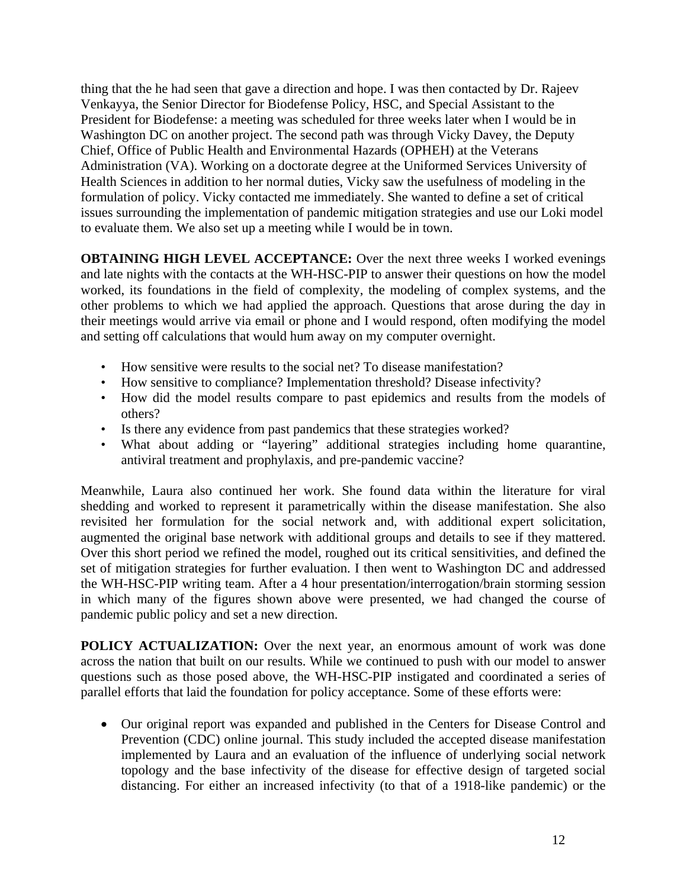thing that the he had seen that gave a direction and hope. I was then contacted by Dr. Rajeev Venkayya, the Senior Director for Biodefense Policy, HSC, and Special Assistant to the President for Biodefense: a meeting was scheduled for three weeks later when I would be in Washington DC on another project. The second path was through Vicky Davey, the Deputy Chief, Office of Public Health and Environmental Hazards (OPHEH) at the Veterans Administration (VA). Working on a doctorate degree at the Uniformed Services University of Health Sciences in addition to her normal duties, Vicky saw the usefulness of modeling in the formulation of policy. Vicky contacted me immediately. She wanted to define a set of critical issues surrounding the implementation of pandemic mitigation strategies and use our Loki model to evaluate them. We also set up a meeting while I would be in town.

**OBTAINING HIGH LEVEL ACCEPTANCE:** Over the next three weeks I worked evenings and late nights with the contacts at the WH-HSC-PIP to answer their questions on how the model worked, its foundations in the field of complexity, the modeling of complex systems, and the other problems to which we had applied the approach. Questions that arose during the day in their meetings would arrive via email or phone and I would respond, often modifying the model and setting off calculations that would hum away on my computer overnight.

- How sensitive were results to the social net? To disease manifestation?
- How sensitive to compliance? Implementation threshold? Disease infectivity?
- How did the model results compare to past epidemics and results from the models of others?
- Is there any evidence from past pandemics that these strategies worked?
- What about adding or "layering" additional strategies including home quarantine, antiviral treatment and prophylaxis, and pre-pandemic vaccine?

Meanwhile, Laura also continued her work. She found data within the literature for viral shedding and worked to represent it parametrically within the disease manifestation. She also revisited her formulation for the social network and, with additional expert solicitation, augmented the original base network with additional groups and details to see if they mattered. Over this short period we refined the model, roughed out its critical sensitivities, and defined the set of mitigation strategies for further evaluation. I then went to Washington DC and addressed the WH-HSC-PIP writing team. After a 4 hour presentation/interrogation/brain storming session in which many of the figures shown above were presented, we had changed the course of pandemic public policy and set a new direction.

**POLICY ACTUALIZATION:** Over the next year, an enormous amount of work was done across the nation that built on our results. While we continued to push with our model to answer questions such as those posed above, the WH-HSC-PIP instigated and coordinated a series of parallel efforts that laid the foundation for policy acceptance. Some of these efforts were:

- Our original report was expanded and published in the Centers for Disease Control and Prevention (CDC) online journal. This study included the accepted disease manifestation implemented by Laura and an evaluation of the influence of underlying social network topology and the base infectivity of the disease for effective design of targeted social distancing. For either an increased infectivity (to that of a 1918-like pandemic) or the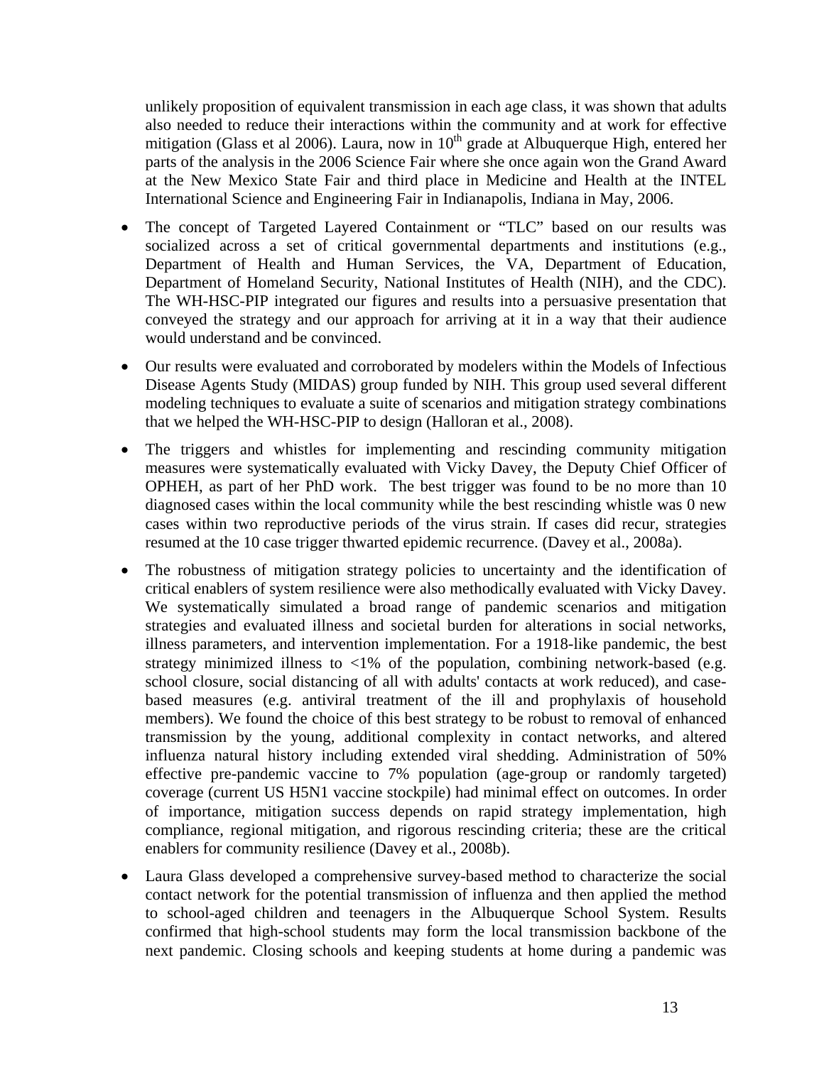unlikely proposition of equivalent transmission in each age class, it was shown that adults also needed to reduce their interactions within the community and at work for effective mitigation (Glass et al 2006). Laura, now in 10th grade at Albuquerque High, entered her parts of the analysis in the 2006 Science Fair where she once again won the Grand Award at the New Mexico State Fair and third place in Medicine and Health at the INTEL International Science and Engineering Fair in Indianapolis, Indiana in May, 2006.

- The concept of Targeted Layered Containment or "TLC" based on our results was socialized across a set of critical governmental departments and institutions (e.g., Department of Health and Human Services, the VA, Department of Education, Department of Homeland Security, National Institutes of Health (NIH), and the CDC). The WH-HSC-PIP integrated our figures and results into a persuasive presentation that conveyed the strategy and our approach for arriving at it in a way that their audience would understand and be convinced.

- Our results were evaluated and corroborated by modelers within the Models of Infectious Disease Agents Study (MIDAS) group funded by NIH. This group used several different modeling techniques to evaluate a suite of scenarios and mitigation strategy combinations that we helped the WH-HSC-PIP to design (Halloran et al., 2008).

- The triggers and whistles for implementing and rescinding community mitigation measures were systematically evaluated with Vicky Davey, the Deputy Chief Officer of OPHEH, as part of her PhD work. The best trigger was found to be no more than 10 diagnosed cases within the local community while the best rescinding whistle was 0 new cases within two reproductive periods of the virus strain. If cases did recur, strategies resumed at the 10 case trigger thwarted epidemic recurrence. (Davey et al., 2008a).

- The robustness of mitigation strategy policies to uncertainty and the identification of critical enablers of system resilience were also methodically evaluated with Vicky Davey. We systematically simulated a broad range of pandemic scenarios and mitigation strategies and evaluated illness and societal burden for alterations in social networks, illness parameters, and intervention implementation. For a 1918-like pandemic, the best strategy minimized illness to <1% of the population, combining network-based (e.g. school closure, social distancing of all with adults' contacts at work reduced), and case-based measures (e.g. antiviral treatment of the ill and prophylaxis of household members). We found the choice of this best strategy to be robust to removal of enhanced transmission by the young, additional complexity in contact networks, and altered influenza natural history including extended viral shedding. Administration of 50% effective pre-pandemic vaccine to 7% population (age-group or randomly targeted) coverage (current US H5N1 vaccine stockpile) had minimal effect on outcomes. In order of importance, mitigation success depends on rapid strategy implementation, high compliance, regional mitigation, and rigorous rescinding criteria; these are the critical enablers for community resilience (Davey et al., 2008b).

- Laura Glass developed a comprehensive survey-based method to characterize the social contact network for the potential transmission of influenza and then applied the method to school-aged children and teenagers in the Albuquerque School System. Results confirmed that high-school students may form the local transmission backbone of the next pandemic. Closing schools and keeping students at home during a pandemic was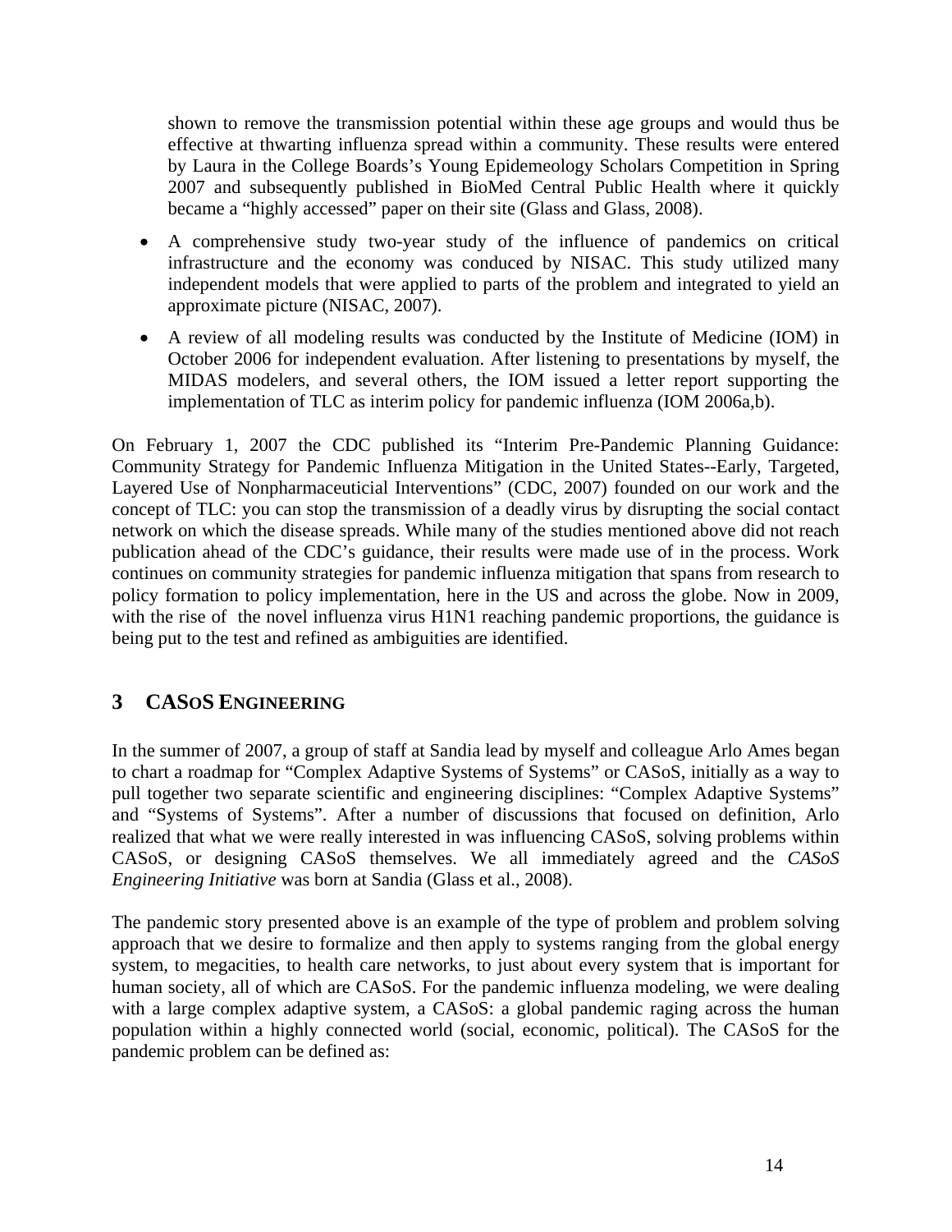shown to remove the transmission potential within these age groups and would thus be effective at thwarting influenza spread within a community. These results were entered by Laura in the College Boards's Young Epidemeology Scholars Competition in Spring 2007 and subsequently published in BioMed Central Public Health where it quickly became a "highly accessed" paper on their site (Glass and Glass, 2008).

- A comprehensive study two-year study of the influence of pandemics on critical infrastructure and the economy was conduced by NISAC. This study utilized many independent models that were applied to parts of the problem and integrated to yield an approximate picture (NISAC, 2007).
- A review of all modeling results was conducted by the Institute of Medicine (IOM) in October 2006 for independent evaluation. After listening to presentations by myself, the MIDAS modelers, and several others, the IOM issued a letter report supporting the implementation of TLC as interim policy for pandemic influenza (IOM 2006a,b).

On February 1, 2007 the CDC published its "Interim Pre-Pandemic Planning Guidance: Community Strategy for Pandemic Influenza Mitigation in the United States--Early, Targeted, Layered Use of Nonpharmaceuticial Interventions" (CDC, 2007) founded on our work and the concept of TLC: you can stop the transmission of a deadly virus by disrupting the social contact network on which the disease spreads. While many of the studies mentioned above did not reach publication ahead of the CDC's guidance, their results were made use of in the process. Work continues on community strategies for pandemic influenza mitigation that spans from research to policy formation to policy implementation, here in the US and across the globe. Now in 2009, with the rise of the novel influenza virus H1N1 reaching pandemic proportions, the guidance is being put to the test and refined as ambiguities are identified.

## 3 CASoS Engineering

In the summer of 2007, a group of staff at Sandia lead by myself and colleague Arlo Ames began to chart a roadmap for "Complex Adaptive Systems of Systems" or CASoS, initially as a way to pull together two separate scientific and engineering disciplines: "Complex Adaptive Systems" and "Systems of Systems". After a number of discussions that focused on definition, Arlo realized that what we were really interested in was influencing CASoS, solving problems within CASoS, or designing CASoS themselves. We all immediately agreed and the *CASoS Engineering Initiative* was born at Sandia (Glass et al., 2008).

The pandemic story presented above is an example of the type of problem and problem solving approach that we desire to formalize and then apply to systems ranging from the global energy system, to megacities, to health care networks, to just about every system that is important for human society, all of which are CASoS. For the pandemic influenza modeling, we were dealing with a large complex adaptive system, a CASoS: a global pandemic raging across the human population within a highly connected world (social, economic, political). The CASoS for the pandemic problem can be defined as: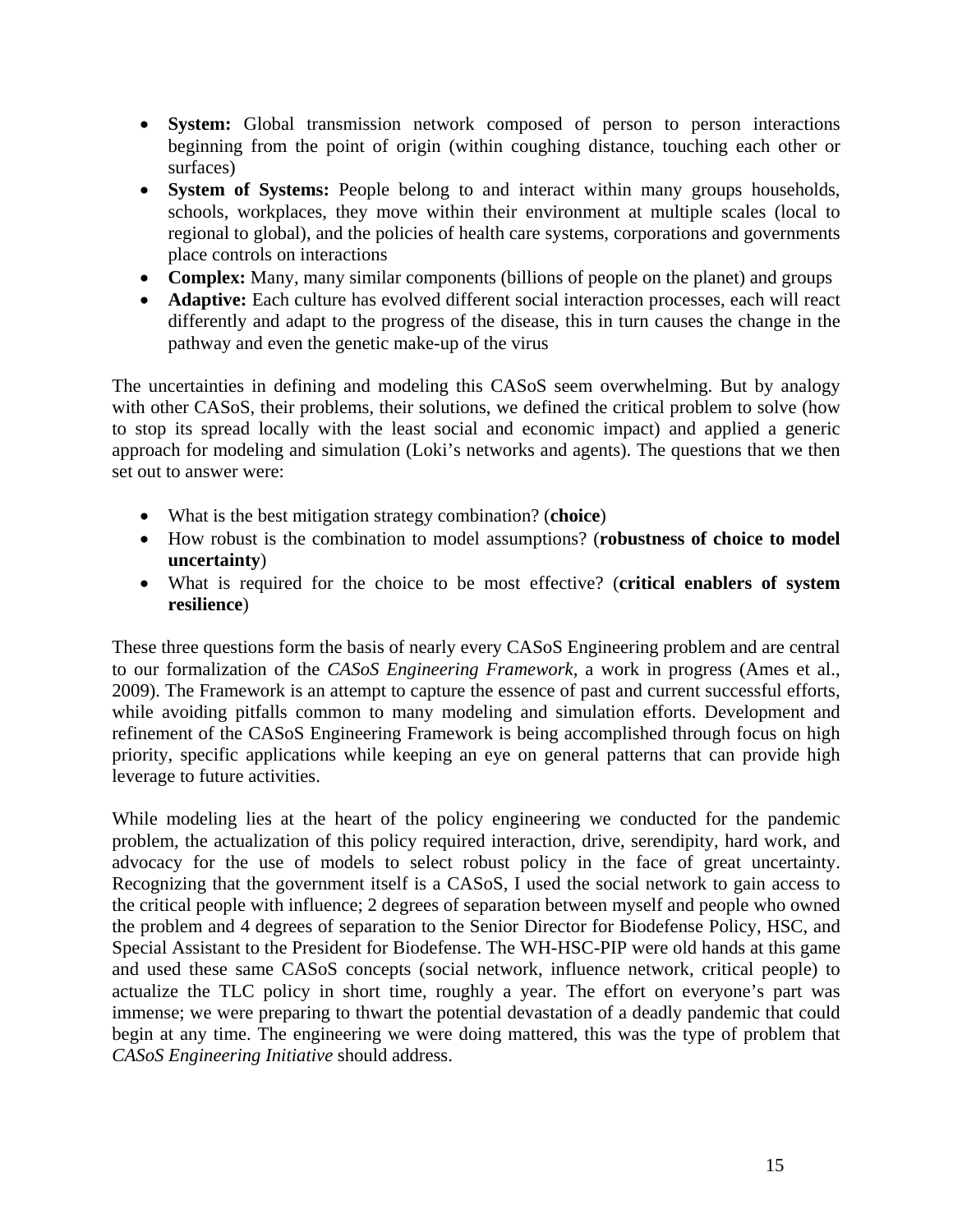- **System:** Global transmission network composed of person to person interactions beginning from the point of origin (within coughing distance, touching each other or surfaces)
- **System of Systems:** People belong to and interact within many groups households, schools, workplaces, they move within their environment at multiple scales (local to regional to global), and the policies of health care systems, corporations and governments place controls on interactions
- **Complex:** Many, many similar components (billions of people on the planet) and groups
- **Adaptive:** Each culture has evolved different social interaction processes, each will react differently and adapt to the progress of the disease, this in turn causes the change in the pathway and even the genetic make-up of the virus

The uncertainties in defining and modeling this CASoS seem overwhelming. But by analogy with other CASoS, their problems, their solutions, we defined the critical problem to solve (how to stop its spread locally with the least social and economic impact) and applied a generic approach for modeling and simulation (Loki's networks and agents). The questions that we then set out to answer were:

- What is the best mitigation strategy combination? (**choice**)
- How robust is the combination to model assumptions? (**robustness of choice to model uncertainty**)
- What is required for the choice to be most effective? (**critical enablers of system resilience**)

These three questions form the basis of nearly every CASoS Engineering problem and are central to our formalization of the *CASoS Engineering Framework*, a work in progress (Ames et al., 2009). The Framework is an attempt to capture the essence of past and current successful efforts, while avoiding pitfalls common to many modeling and simulation efforts. Development and refinement of the CASoS Engineering Framework is being accomplished through focus on high priority, specific applications while keeping an eye on general patterns that can provide high leverage to future activities.

While modeling lies at the heart of the policy engineering we conducted for the pandemic problem, the actualization of this policy required interaction, drive, serendipity, hard work, and advocacy for the use of models to select robust policy in the face of great uncertainty. Recognizing that the government itself is a CASoS, I used the social network to gain access to the critical people with influence; 2 degrees of separation between myself and people who owned the problem and 4 degrees of separation to the Senior Director for Biodefense Policy, HSC, and Special Assistant to the President for Biodefense. The WH-HSC-PIP were old hands at this game and used these same CASoS concepts (social network, influence network, critical people) to actualize the TLC policy in short time, roughly a year. The effort on everyone's part was immense; we were preparing to thwart the potential devastation of a deadly pandemic that could begin at any time. The engineering we were doing mattered, this was the type of problem that *CASoS Engineering Initiative* should address.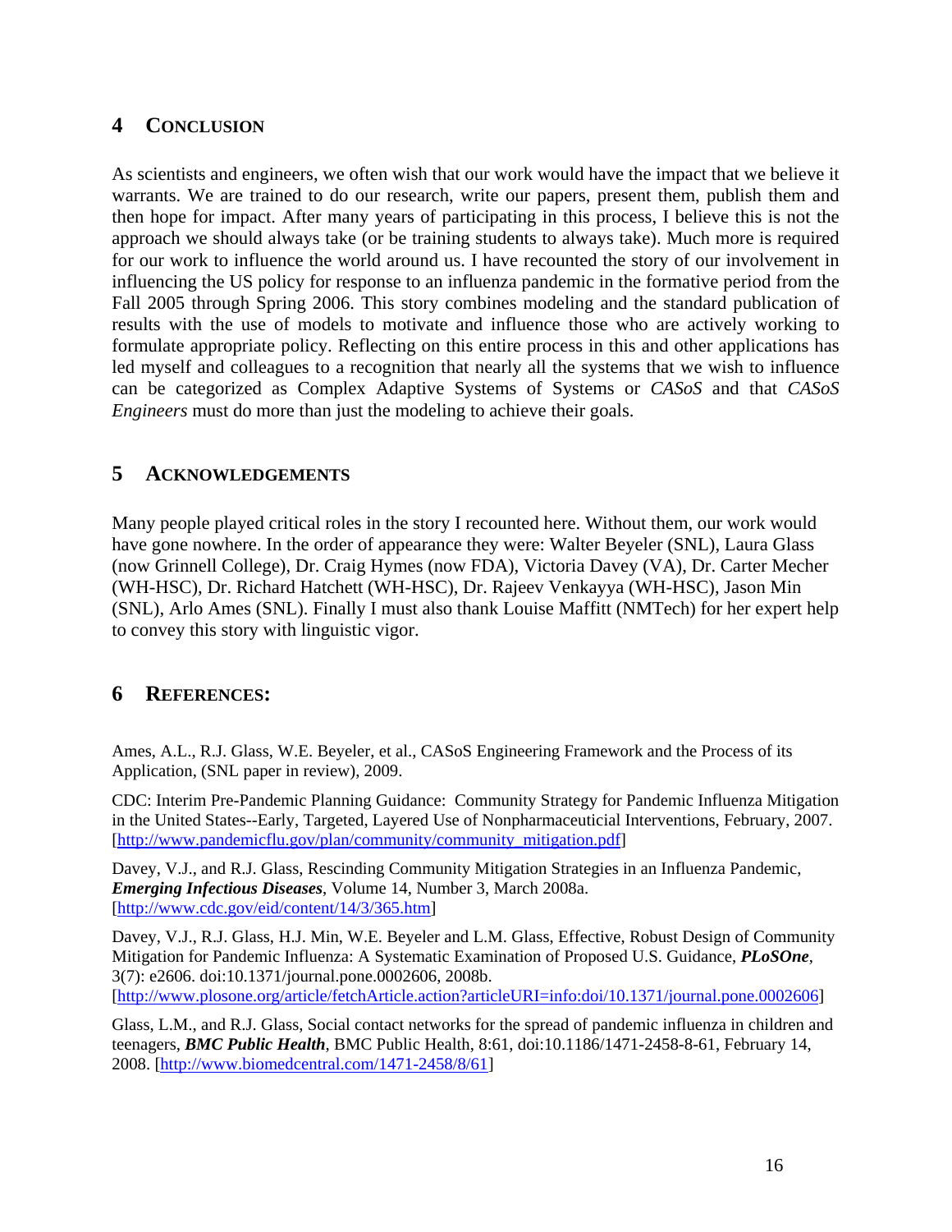## 4 CONCLUSION

As scientists and engineers, we often wish that our work would have the impact that we believe it warrants. We are trained to do our research, write our papers, present them, publish them and then hope for impact. After many years of participating in this process, I believe this is not the approach we should always take (or be training students to always take). Much more is required for our work to influence the world around us. I have recounted the story of our involvement in influencing the US policy for response to an influenza pandemic in the formative period from the Fall 2005 through Spring 2006. This story combines modeling and the standard publication of results with the use of models to motivate and influence those who are actively working to formulate appropriate policy. Reflecting on this entire process in this and other applications has led myself and colleagues to a recognition that nearly all the systems that we wish to influence can be categorized as Complex Adaptive Systems of Systems or *CASoS* and that *CASoS Engineers* must do more than just the modeling to achieve their goals.

## 5 ACKNOWLEDGEMENTS

Many people played critical roles in the story I recounted here. Without them, our work would have gone nowhere. In the order of appearance they were: Walter Beyeler (SNL), Laura Glass (now Grinnell College), Dr. Craig Hymes (now FDA), Victoria Davey (VA), Dr. Carter Mecher (WH-HSC), Dr. Richard Hatchett (WH-HSC), Dr. Rajeev Venkayya (WH-HSC), Jason Min (SNL), Arlo Ames (SNL). Finally I must also thank Louise Maffitt (NMTech) for her expert help to convey this story with linguistic vigor.

## 6 REFERENCES:

Ames, A.L., R.J. Glass, W.E. Beyeler, et al., CASoS Engineering Framework and the Process of its Application, (SNL paper in review), 2009.

CDC: Interim Pre-Pandemic Planning Guidance: Community Strategy for Pandemic Influenza Mitigation in the United States--Early, Targeted, Layered Use of Nonpharmaceuticial Interventions, February, 2007. [http://www.pandemicflu.gov/plan/community/community_mitigation.pdf]

Davey, V.J., and R.J. Glass, Rescinding Community Mitigation Strategies in an Influenza Pandemic, ***Emerging Infectious Diseases***, Volume 14, Number 3, March 2008a. [http://www.cdc.gov/eid/content/14/3/365.htm]

Davey, V.J., R.J. Glass, H.J. Min, W.E. Beyeler and L.M. Glass, Effective, Robust Design of Community Mitigation for Pandemic Influenza: A Systematic Examination of Proposed U.S. Guidance, ***PLoSOne***, 3(7): e2606. doi:10.1371/journal.pone.0002606, 2008b. [http://www.plosone.org/article/fetchArticle.action?articleURI=info:doi/10.1371/journal.pone.0002606]

Glass, L.M., and R.J. Glass, Social contact networks for the spread of pandemic influenza in children and teenagers, ***BMC Public Health***, BMC Public Health, 8:61, doi:10.1186/1471-2458-8-61, February 14, 2008. [http://www.biomedcentral.com/1471-2458/8/61]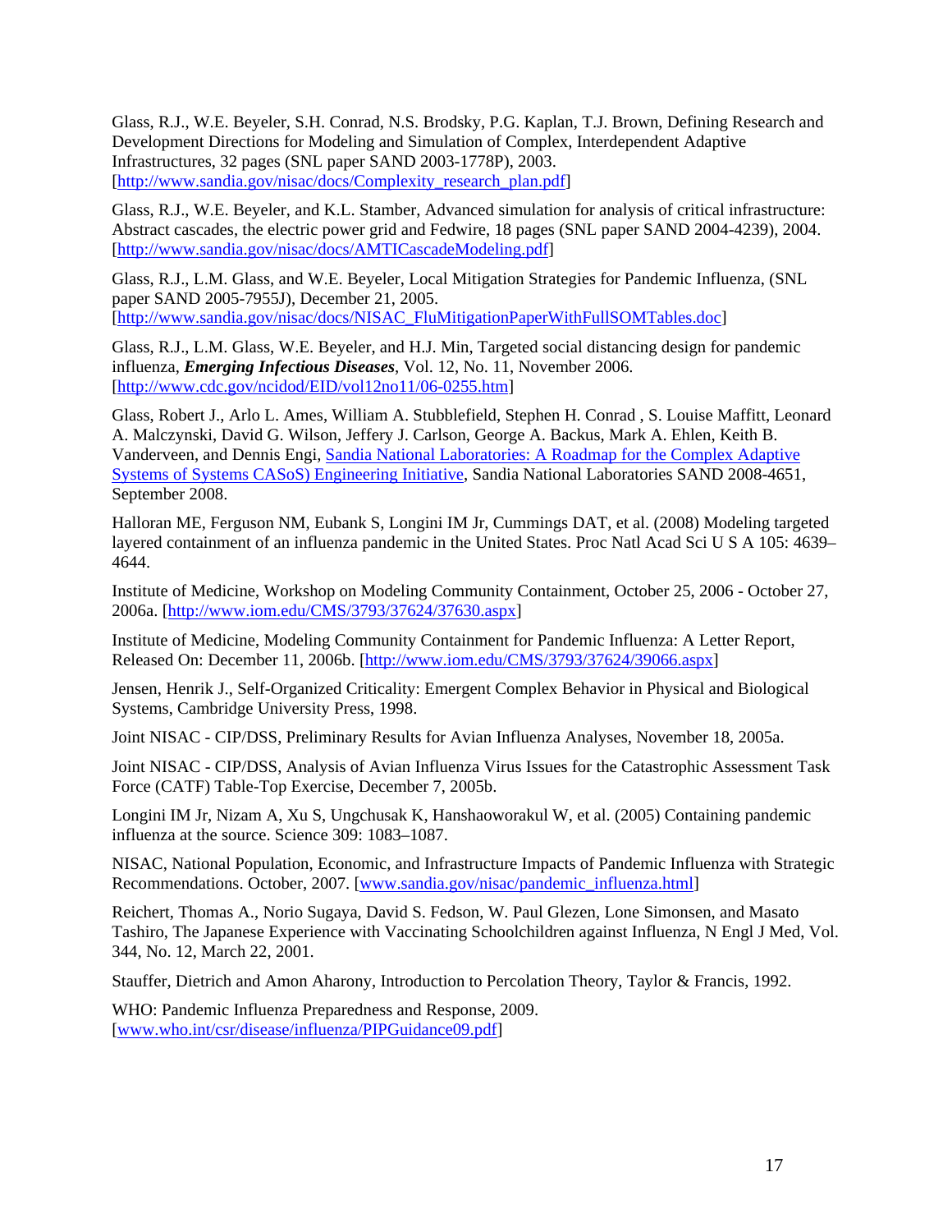Glass, R.J., W.E. Beyeler, S.H. Conrad, N.S. Brodsky, P.G. Kaplan, T.J. Brown, Defining Research and Development Directions for Modeling and Simulation of Complex, Interdependent Adaptive Infrastructures, 32 pages (SNL paper SAND 2003-1778P), 2003. [http://www.sandia.gov/nisac/docs/Complexity_research_plan.pdf]

Glass, R.J., W.E. Beyeler, and K.L. Stamber, Advanced simulation for analysis of critical infrastructure: Abstract cascades, the electric power grid and Fedwire, 18 pages (SNL paper SAND 2004-4239), 2004. [http://www.sandia.gov/nisac/docs/AMTICascadeModeling.pdf]

Glass, R.J., L.M. Glass, and W.E. Beyeler, Local Mitigation Strategies for Pandemic Influenza, (SNL paper SAND 2005-7955J), December 21, 2005. [http://www.sandia.gov/nisac/docs/NISAC_FluMitigationPaperWithFullSOMTables.doc]

Glass, R.J., L.M. Glass, W.E. Beyeler, and H.J. Min, Targeted social distancing design for pandemic influenza, ***Emerging Infectious Diseases***, Vol. 12, No. 11, November 2006. [http://www.cdc.gov/ncidod/EID/vol12no11/06-0255.htm]

Glass, Robert J., Arlo L. Ames, William A. Stubblefield, Stephen H. Conrad , S. Louise Maffitt, Leonard A. Malczynski, David G. Wilson, Jeffery J. Carlson, George A. Backus, Mark A. Ehlen, Keith B. Vanderveen, and Dennis Engi, Sandia National Laboratories: A Roadmap for the Complex Adaptive Systems of Systems CASoS) Engineering Initiative, Sandia National Laboratories SAND 2008-4651, September 2008.

Halloran ME, Ferguson NM, Eubank S, Longini IM Jr, Cummings DAT, et al. (2008) Modeling targeted layered containment of an influenza pandemic in the United States. Proc Natl Acad Sci U S A 105: 4639–4644.

Institute of Medicine, Workshop on Modeling Community Containment, October 25, 2006 - October 27, 2006a. [http://www.iom.edu/CMS/3793/37624/37630.aspx]

Institute of Medicine, Modeling Community Containment for Pandemic Influenza: A Letter Report, Released On: December 11, 2006b. [http://www.iom.edu/CMS/3793/37624/39066.aspx]

Jensen, Henrik J., Self-Organized Criticality: Emergent Complex Behavior in Physical and Biological Systems, Cambridge University Press, 1998.

Joint NISAC - CIP/DSS, Preliminary Results for Avian Influenza Analyses, November 18, 2005a.

Joint NISAC - CIP/DSS, Analysis of Avian Influenza Virus Issues for the Catastrophic Assessment Task Force (CATF) Table-Top Exercise, December 7, 2005b.

Longini IM Jr, Nizam A, Xu S, Ungchusak K, Hanshaoworakul W, et al. (2005) Containing pandemic influenza at the source. Science 309: 1083–1087.

NISAC, National Population, Economic, and Infrastructure Impacts of Pandemic Influenza with Strategic Recommendations. October, 2007. [www.sandia.gov/nisac/pandemic_influenza.html]

Reichert, Thomas A., Norio Sugaya, David S. Fedson, W. Paul Glezen, Lone Simonsen, and Masato Tashiro, The Japanese Experience with Vaccinating Schoolchildren against Influenza, N Engl J Med, Vol. 344, No. 12, March 22, 2001.

Stauffer, Dietrich and Amon Aharony, Introduction to Percolation Theory, Taylor & Francis, 1992.

WHO: Pandemic Influenza Preparedness and Response, 2009. [www.who.int/csr/disease/influenza/PIPGuidance09.pdf]